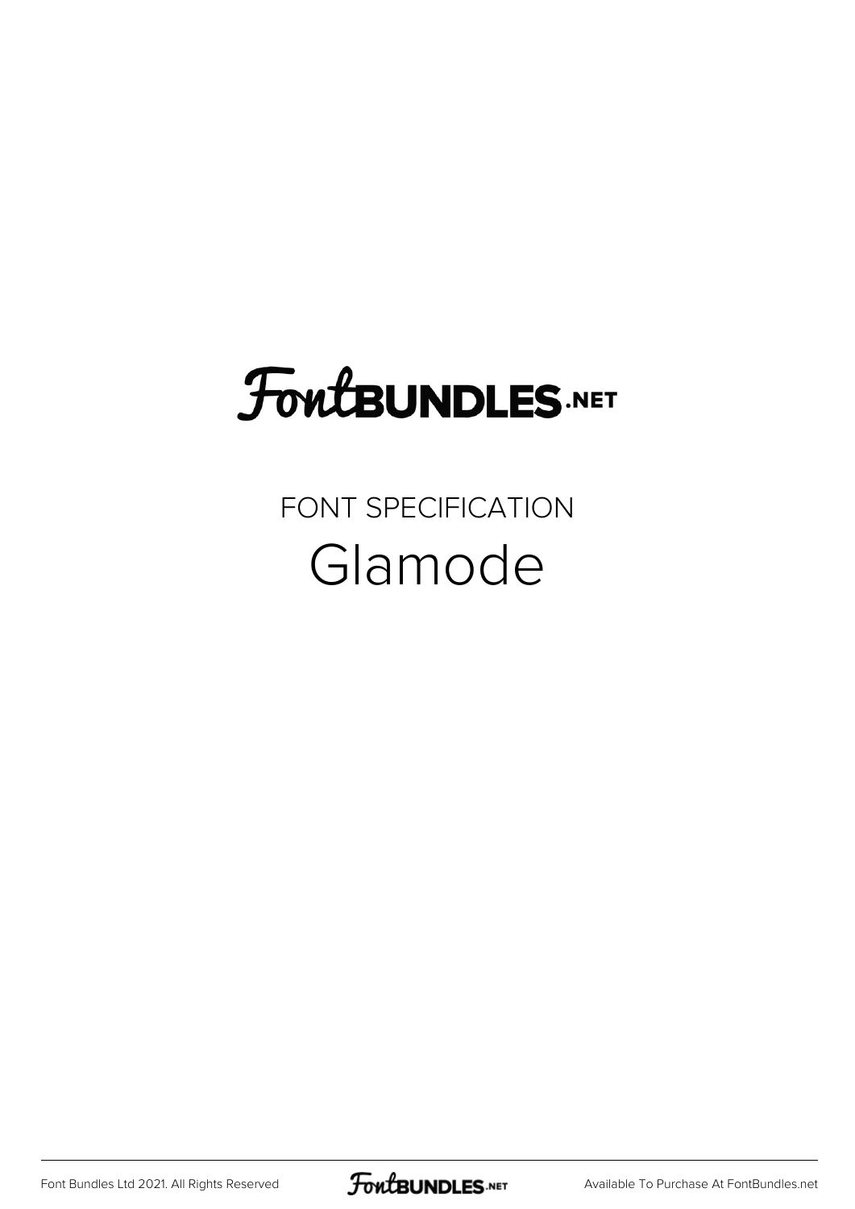FontBUNDLES.NET

FONT SPECIFICATION

# Glamode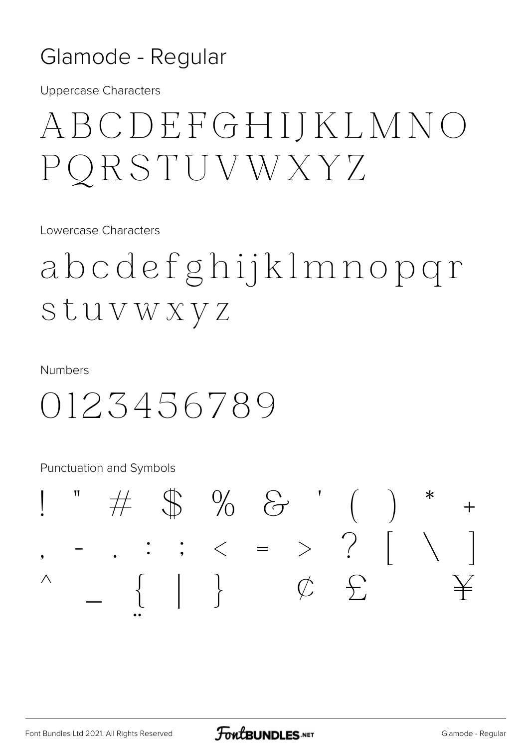## Glamode - Regular

Uppercase Characters

ABCDEFGHIJKLMNO
PQRSTUVWXYZ

Lowercase Characters

abcdefghijklmnopqr
stuvwxyz

Numbers

0123456789

Punctuation and Symbols

! " # $ % & ' ( ) * +
, - . : ; < = > ? [ \ ]
^ _ { | } ¢ £ ¥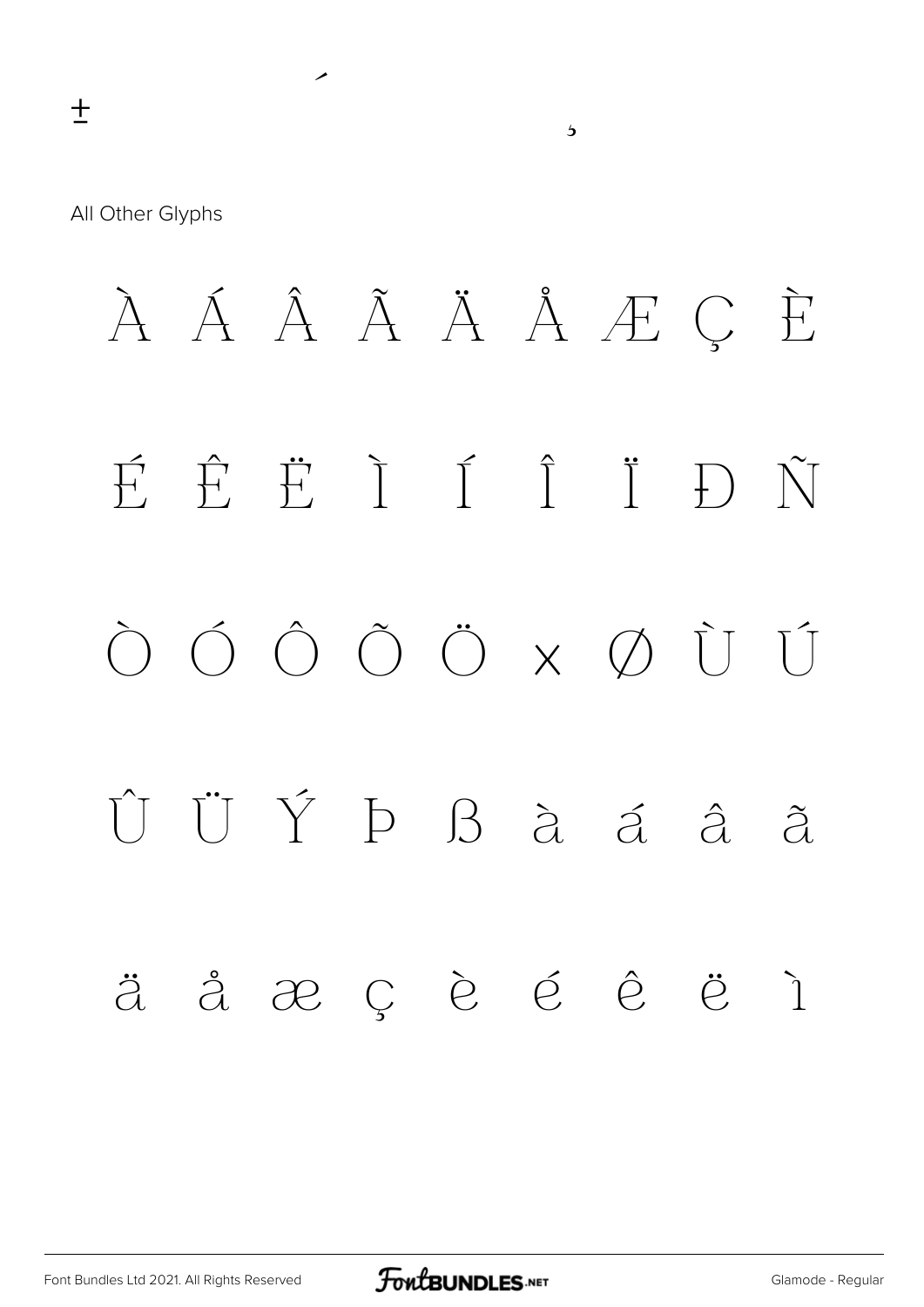±

´

¸

All Other Glyphs

À Á Â Ã Ä Å Æ Ç È

É Ê Ë Ì Í Î Ï Ð Ñ

Ò Ó Ô Õ Ö × Ø Ù Ú

Û Ü Ý Þ ß à á â ã

ä å æ ç è é ê ë ì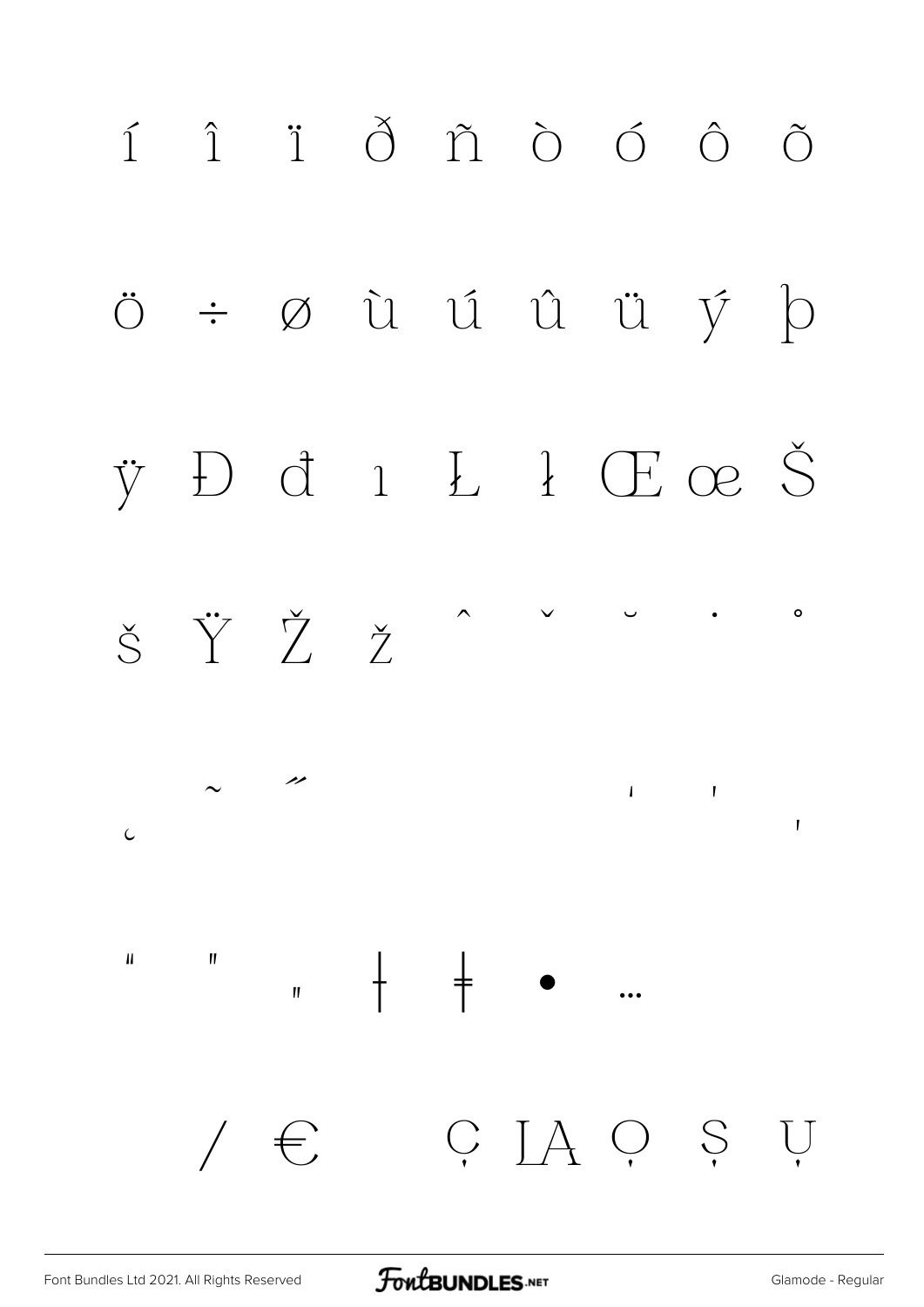í î ï ð ñ ò ó ô õ

ö ÷ ø ù ú û ü ý þ

ÿ Đ đ ı Ł ł Œ œ Š

š Ÿ Ž ž ˆ ˇ ˘ ˙ ˚

˛ ˜ ˝ ' ' ‚

" " „ † ‡ • …

/ € Ç ĮĄ Ọ Ș Ụ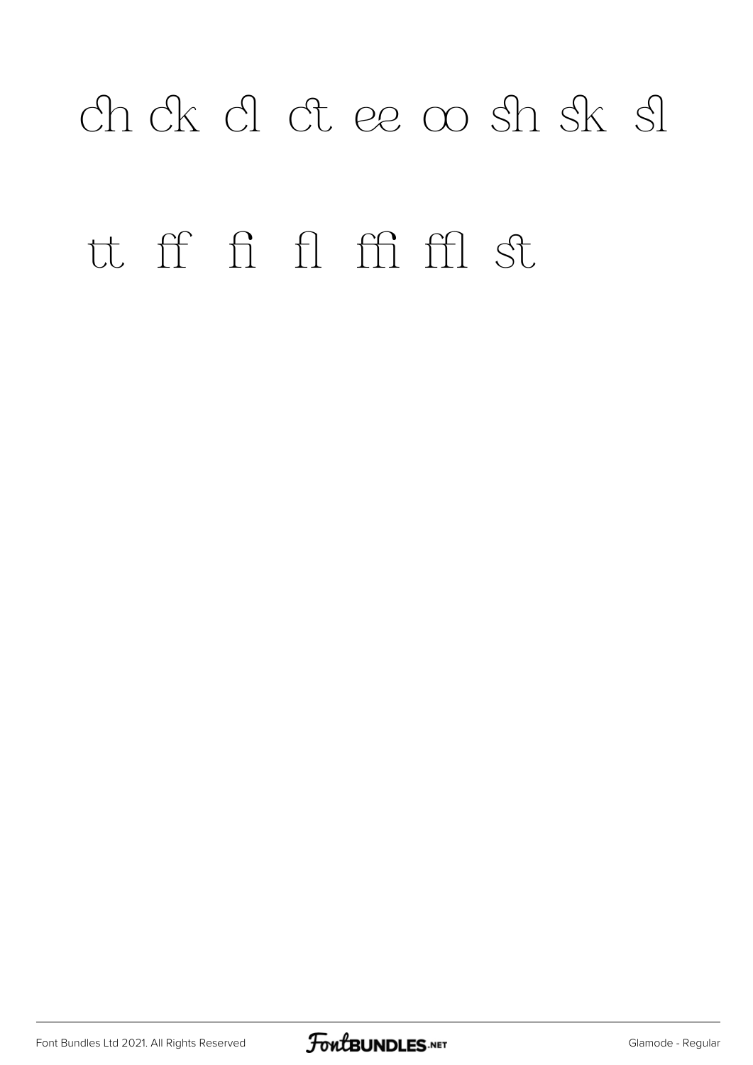ch ck cl ct ee oo sh sk sl

tt ff fi fl ffi ffl st